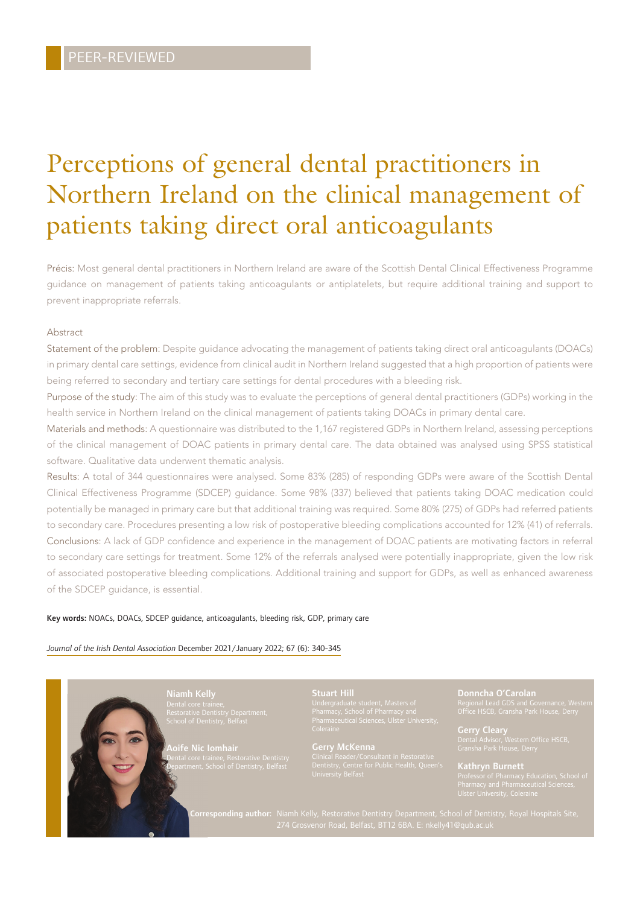PEER-REVIEWED

# Perceptions of general dental practitioners in Northern Ireland on the clinical management of patients taking direct oral anticoagulants

Précis: Most general dental practitioners in Northern Ireland are aware of the Scottish Dental Clinical Effectiveness Programme guidance on management of patients taking anticoagulants or antiplatelets, but require additional training and support to prevent inappropriate referrals.

## Abstract

Statement of the problem: Despite guidance advocating the management of patients taking direct oral anticoagulants (DOACs) in primary dental care settings, evidence from clinical audit in Northern Ireland suggested that a high proportion of patients were being referred to secondary and tertiary care settings for dental procedures with a bleeding risk.

Purpose of the study: The aim of this study was to evaluate the perceptions of general dental practitioners (GDPs) working in the health service in Northern Ireland on the clinical management of patients taking DOACs in primary dental care.

Materials and methods: A questionnaire was distributed to the 1,167 registered GDPs in Northern Ireland, assessing perceptions of the clinical management of DOAC patients in primary dental care. The data obtained was analysed using SPSS statistical software. Qualitative data underwent thematic analysis.

Results: A total of 344 questionnaires were analysed. Some 83% (285) of responding GDPs were aware of the Scottish Dental Clinical Effectiveness Programme (SDCEP) guidance. Some 98% (337) believed that patients taking DOAC medication could potentially be managed in primary care but that additional training was required. Some 80% (275) of GDPs had referred patients to secondary care. Procedures presenting a low risk of postoperative bleeding complications accounted for 12% (41) of referrals.

Conclusions: A lack of GDP confidence and experience in the management of DOAC patients are motivating factors in referral to secondary care settings for treatment. Some 12% of the referrals analysed were potentially inappropriate, given the low risk of associated postoperative bleeding complications. Additional training and support for GDPs, as well as enhanced awareness of the SDCEP guidance, is essential.

**Key words:** NOACs, DOACs, SDCEP guidance, anticoagulants, bleeding risk, GDP, primary care

*Journal of the Irish Dental Association* December 2021/January 2022; 67 (6): 340-345

**Niamh Kelly**
Dental core trainee, Restorative Dentistry Department, School of Dentistry, Belfast

**Aoife Nic Iomhair**
Dental core trainee, Restorative Dentistry Department, School of Dentistry, Belfast

**Stuart Hill**
Undergraduate student, Masters of Pharmacy, School of Pharmacy and Pharmaceutical Sciences, Ulster University, Coleraine

**Gerry McKenna**
Clinical Reader/Consultant in Restorative Dentistry, Centre for Public Health, Queen's University Belfast

**Donncha O'Carolan**
Regional Lead GDS and Governance, Western Office HSCB, Gransha Park House, Derry

**Gerry Cleary**
Dental Advisor, Western Office HSCB, Gransha Park House, Derry

**Kathryn Burnett**
Professor of Pharmacy Education, School of Pharmacy and Pharmaceutical Sciences, Ulster University, Coleraine

**Corresponding author:** Niamh Kelly, Restorative Dentistry Department, School of Dentistry, Royal Hospitals Site, 274 Grosvenor Road, Belfast, BT12 6BA. E: nkelly41@qub.ac.uk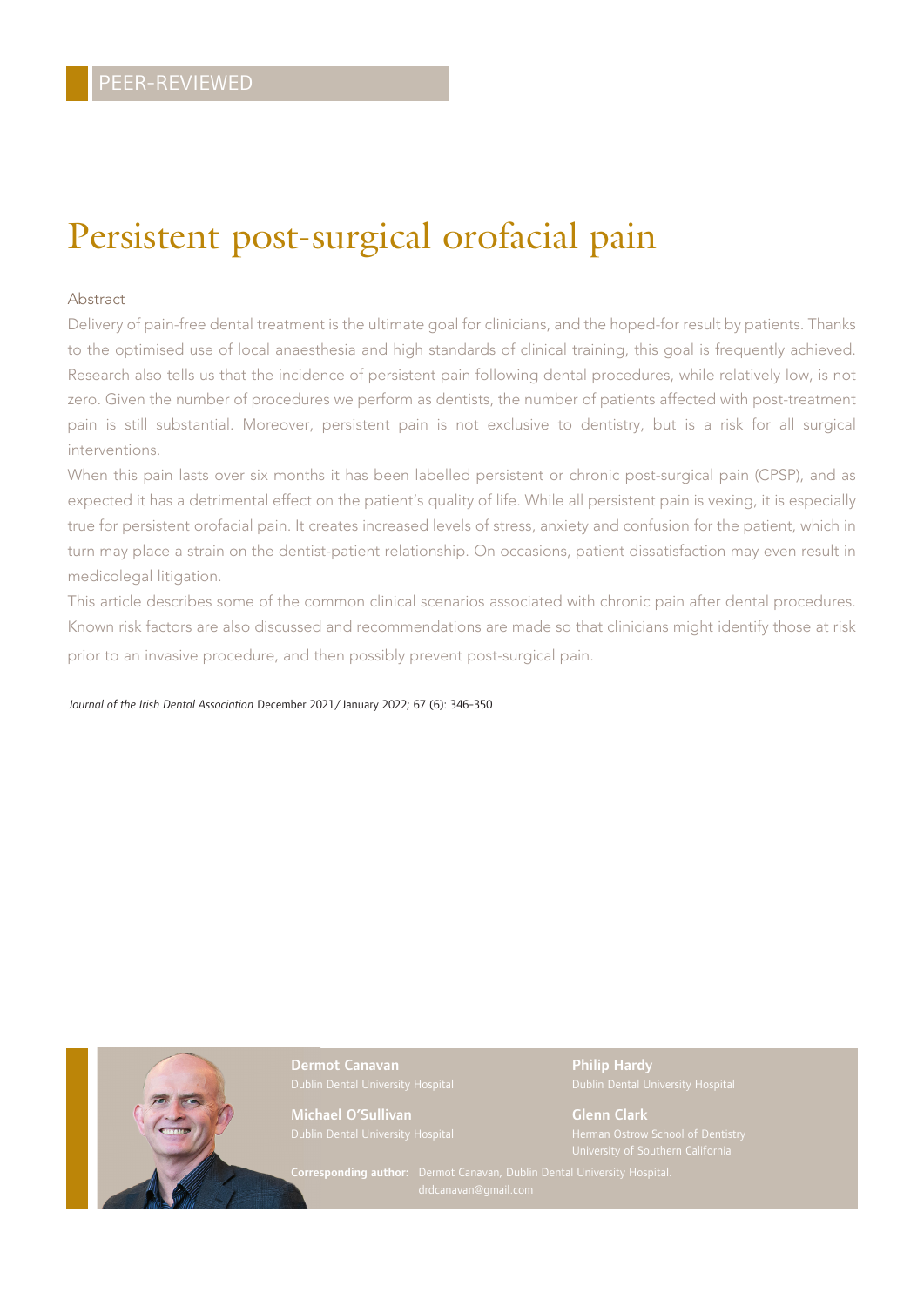PEER-REVIEWED

# Persistent post-surgical orofacial pain

## Abstract

Delivery of pain-free dental treatment is the ultimate goal for clinicians, and the hoped-for result by patients. Thanks to the optimised use of local anaesthesia and high standards of clinical training, this goal is frequently achieved. Research also tells us that the incidence of persistent pain following dental procedures, while relatively low, is not zero. Given the number of procedures we perform as dentists, the number of patients affected with post-treatment pain is still substantial. Moreover, persistent pain is not exclusive to dentistry, but is a risk for all surgical interventions.

When this pain lasts over six months it has been labelled persistent or chronic post-surgical pain (CPSP), and as expected it has a detrimental effect on the patient's quality of life. While all persistent pain is vexing, it is especially true for persistent orofacial pain. It creates increased levels of stress, anxiety and confusion for the patient, which in turn may place a strain on the dentist-patient relationship. On occasions, patient dissatisfaction may even result in medicolegal litigation.

This article describes some of the common clinical scenarios associated with chronic pain after dental procedures. Known risk factors are also discussed and recommendations are made so that clinicians might identify those at risk prior to an invasive procedure, and then possibly prevent post-surgical pain.

*Journal of the Irish Dental Association* December 2021/January 2022; 67 (6): 346-350

**Dermot Canavan**
Dublin Dental University Hospital

**Michael O'Sullivan**
Dublin Dental University Hospital

**Philip Hardy**
Dublin Dental University Hospital

**Glenn Clark**
Herman Ostrow School of Dentistry
University of Southern California

**Corresponding author:** Dermot Canavan, Dublin Dental University Hospital.
drdcanavan@gmail.com